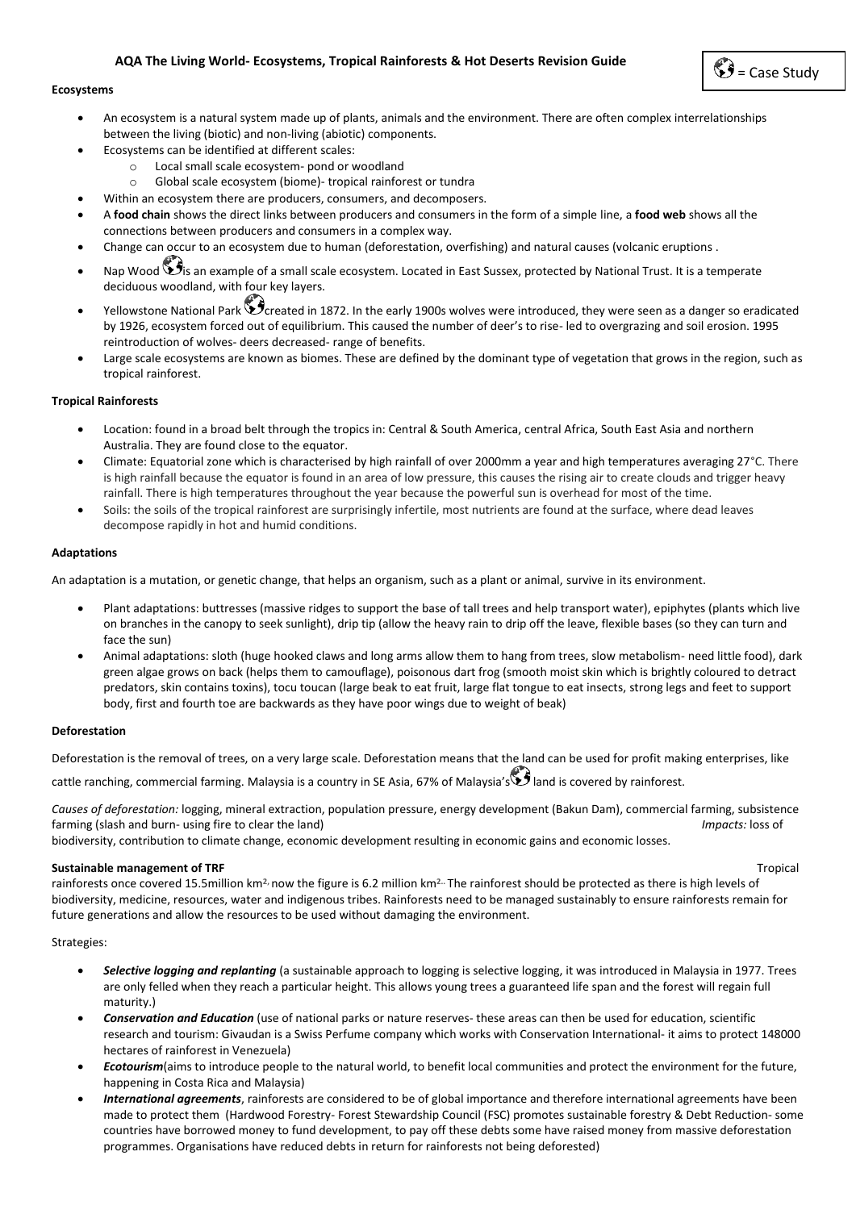# AQA The Living World- Ecosystems, Tropical Rainforests & Hot Deserts Revision Guide

🌍 = Case Study

### Ecosystems

- An ecosystem is a natural system made up of plants, animals and the environment. There are often complex interrelationships between the living (biotic) and non-living (abiotic) components.
- Ecosystems can be identified at different scales:
  - Local small scale ecosystem- pond or woodland
  - Global scale ecosystem (biome)- tropical rainforest or tundra
- Within an ecosystem there are producers, consumers, and decomposers.
- A **food chain** shows the direct links between producers and consumers in the form of a simple line, a **food web** shows all the connections between producers and consumers in a complex way.
- Change can occur to an ecosystem due to human (deforestation, overfishing) and natural causes (volcanic eruptions .
- Nap Wood 🌍is an example of a small scale ecosystem. Located in East Sussex, protected by National Trust. It is a temperate deciduous woodland, with four key layers.
- Yellowstone National Park 🌍created in 1872. In the early 1900s wolves were introduced, they were seen as a danger so eradicated by 1926, ecosystem forced out of equilibrium. This caused the number of deer's to rise- led to overgrazing and soil erosion. 1995 reintroduction of wolves- deers decreased- range of benefits.
- Large scale ecosystems are known as biomes. These are defined by the dominant type of vegetation that grows in the region, such as tropical rainforest.

### Tropical Rainforests

- Location: found in a broad belt through the tropics in: Central & South America, central Africa, South East Asia and northern Australia. They are found close to the equator.
- Climate: Equatorial zone which is characterised by high rainfall of over 2000mm a year and high temperatures averaging 27°C. There is high rainfall because the equator is found in an area of low pressure, this causes the rising air to create clouds and trigger heavy rainfall. There is high temperatures throughout the year because the powerful sun is overhead for most of the time.
- Soils: the soils of the tropical rainforest are surprisingly infertile, most nutrients are found at the surface, where dead leaves decompose rapidly in hot and humid conditions.

### Adaptations

An adaptation is a mutation, or genetic change, that helps an organism, such as a plant or animal, survive in its environment.

- Plant adaptations: buttresses (massive ridges to support the base of tall trees and help transport water), epiphytes (plants which live on branches in the canopy to seek sunlight), drip tip (allow the heavy rain to drip off the leave, flexible bases (so they can turn and face the sun)
- Animal adaptations: sloth (huge hooked claws and long arms allow them to hang from trees, slow metabolism- need little food), dark green algae grows on back (helps them to camouflage), poisonous dart frog (smooth moist skin which is brightly coloured to detract predators, skin contains toxins), tocu toucan (large beak to eat fruit, large flat tongue to eat insects, strong legs and feet to support body, first and fourth toe are backwards as they have poor wings due to weight of beak)

### Deforestation

Deforestation is the removal of trees, on a very large scale. Deforestation means that the land can be used for profit making enterprises, like cattle ranching, commercial farming. Malaysia is a country in SE Asia, 67% of Malaysia's🌍 land is covered by rainforest.

*Causes of deforestation:* logging, mineral extraction, population pressure, energy development (Bakun Dam), commercial farming, subsistence farming (slash and burn- using fire to clear the land) *Impacts:* loss of biodiversity, contribution to climate change, economic development resulting in economic gains and economic losses.

### Sustainable management of TRF

Tropical rainforests once covered 15.5million km$^2$, now the figure is 6.2 million km$^2$. The rainforest should be protected as there is high levels of biodiversity, medicine, resources, water and indigenous tribes. Rainforests need to be managed sustainably to ensure rainforests remain for future generations and allow the resources to be used without damaging the environment.

Strategies:

- ***Selective logging and replanting*** (a sustainable approach to logging is selective logging, it was introduced in Malaysia in 1977. Trees are only felled when they reach a particular height. This allows young trees a guaranteed life span and the forest will regain full maturity.)
- ***Conservation and Education*** (use of national parks or nature reserves- these areas can then be used for education, scientific research and tourism: Givaudan is a Swiss Perfume company which works with Conservation International- it aims to protect 148000 hectares of rainforest in Venezuela)
- ***Ecotourism***(aims to introduce people to the natural world, to benefit local communities and protect the environment for the future, happening in Costa Rica and Malaysia)
- ***International agreements***, rainforests are considered to be of global importance and therefore international agreements have been made to protect them (Hardwood Forestry- Forest Stewardship Council (FSC) promotes sustainable forestry & Debt Reduction- some countries have borrowed money to fund development, to pay off these debts some have raised money from massive deforestation programmes. Organisations have reduced debts in return for rainforests not being deforested)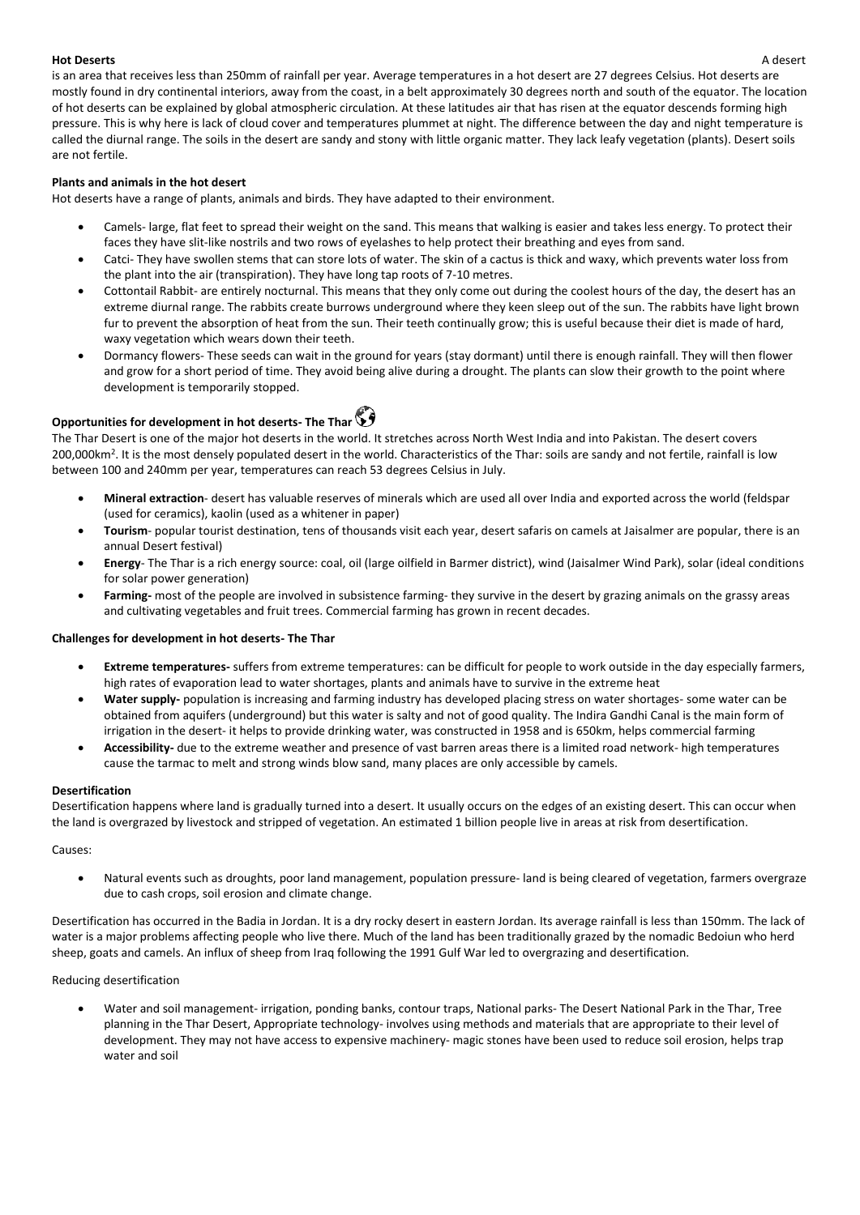**Hot Deserts** A desert is an area that receives less than 250mm of rainfall per year. Average temperatures in a hot desert are 27 degrees Celsius. Hot deserts are mostly found in dry continental interiors, away from the coast, in a belt approximately 30 degrees north and south of the equator. The location of hot deserts can be explained by global atmospheric circulation. At these latitudes air that has risen at the equator descends forming high pressure. This is why here is lack of cloud cover and temperatures plummet at night. The difference between the day and night temperature is called the diurnal range. The soils in the desert are sandy and stony with little organic matter. They lack leafy vegetation (plants). Desert soils are not fertile.

**Plants and animals in the hot desert**

Hot deserts have a range of plants, animals and birds. They have adapted to their environment.

- Camels- large, flat feet to spread their weight on the sand. This means that walking is easier and takes less energy. To protect their faces they have slit-like nostrils and two rows of eyelashes to help protect their breathing and eyes from sand.
- Catci- They have swollen stems that can store lots of water. The skin of a cactus is thick and waxy, which prevents water loss from the plant into the air (transpiration). They have long tap roots of 7-10 metres.
- Cottontail Rabbit- are entirely nocturnal. This means that they only come out during the coolest hours of the day, the desert has an extreme diurnal range. The rabbits create burrows underground where they keen sleep out of the sun. The rabbits have light brown fur to prevent the absorption of heat from the sun. Their teeth continually grow; this is useful because their diet is made of hard, waxy vegetation which wears down their teeth.
- Dormancy flowers- These seeds can wait in the ground for years (stay dormant) until there is enough rainfall. They will then flower and grow for a short period of time. They avoid being alive during a drought. The plants can slow their growth to the point where development is temporarily stopped.

**Opportunities for development in hot deserts- The Thar** 🌍

The Thar Desert is one of the major hot deserts in the world. It stretches across North West India and into Pakistan. The desert covers 200,000km$^2$. It is the most densely populated desert in the world. Characteristics of the Thar: soils are sandy and not fertile, rainfall is low between 100 and 240mm per year, temperatures can reach 53 degrees Celsius in July.

- **Mineral extraction**- desert has valuable reserves of minerals which are used all over India and exported across the world (feldspar (used for ceramics), kaolin (used as a whitener in paper)
- **Tourism**- popular tourist destination, tens of thousands visit each year, desert safaris on camels at Jaisalmer are popular, there is an annual Desert festival)
- **Energy**- The Thar is a rich energy source: coal, oil (large oilfield in Barmer district), wind (Jaisalmer Wind Park), solar (ideal conditions for solar power generation)
- **Farming-** most of the people are involved in subsistence farming- they survive in the desert by grazing animals on the grassy areas and cultivating vegetables and fruit trees. Commercial farming has grown in recent decades.

**Challenges for development in hot deserts- The Thar**

- **Extreme temperatures-** suffers from extreme temperatures: can be difficult for people to work outside in the day especially farmers, high rates of evaporation lead to water shortages, plants and animals have to survive in the extreme heat
- **Water supply-** population is increasing and farming industry has developed placing stress on water shortages- some water can be obtained from aquifers (underground) but this water is salty and not of good quality. The Indira Gandhi Canal is the main form of irrigation in the desert- it helps to provide drinking water, was constructed in 1958 and is 650km, helps commercial farming
- **Accessibility-** due to the extreme weather and presence of vast barren areas there is a limited road network- high temperatures cause the tarmac to melt and strong winds blow sand, many places are only accessible by camels.

**Desertification**

Desertification happens where land is gradually turned into a desert. It usually occurs on the edges of an existing desert. This can occur when the land is overgrazed by livestock and stripped of vegetation. An estimated 1 billion people live in areas at risk from desertification.

Causes:

- Natural events such as droughts, poor land management, population pressure- land is being cleared of vegetation, farmers overgraze due to cash crops, soil erosion and climate change.

Desertification has occurred in the Badia in Jordan. It is a dry rocky desert in eastern Jordan. Its average rainfall is less than 150mm. The lack of water is a major problems affecting people who live there. Much of the land has been traditionally grazed by the nomadic Bedoiun who herd sheep, goats and camels. An influx of sheep from Iraq following the 1991 Gulf War led to overgrazing and desertification.

Reducing desertification

- Water and soil management- irrigation, ponding banks, contour traps, National parks- The Desert National Park in the Thar, Tree planning in the Thar Desert, Appropriate technology- involves using methods and materials that are appropriate to their level of development. They may not have access to expensive machinery- magic stones have been used to reduce soil erosion, helps trap water and soil